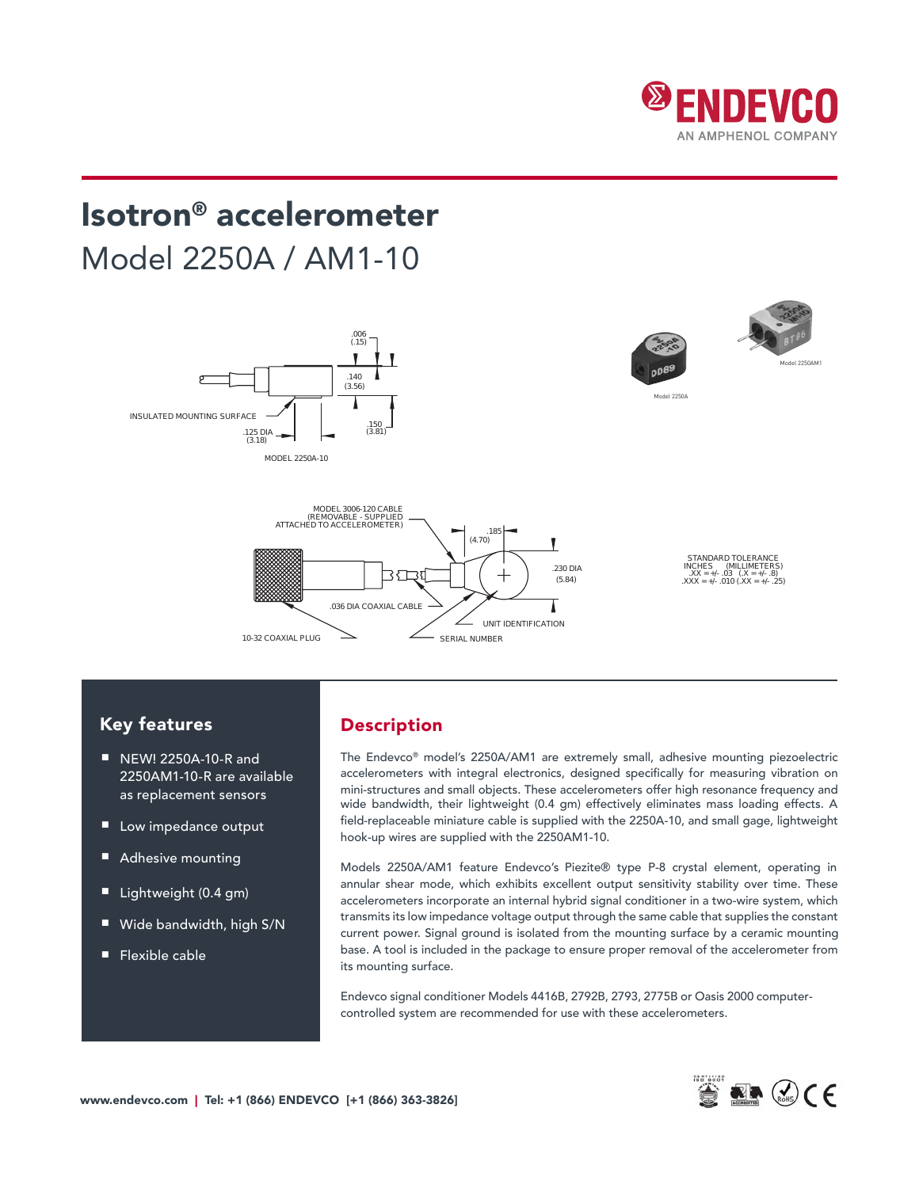# Isotron® accelerometer

## Model 2250A / AM1-10

.006 (.15)

.140 (3.56)

INSULATED MOUNTING SURFACE

.125 DIA (3.18)

.150 (3.81)

MODEL 2250A-10

Model 2250A

Model 2250AM1

MODEL 3006-120 CABLE (REMOVABLE - SUPPLIED ATTACHED TO ACCELEROMETER)

.185 (4.70)

.230 DIA (5.84)

.036 DIA COAXIAL CABLE

UNIT IDENTIFICATION

10-32 COAXIAL PLUG

SERIAL NUMBER

STANDARD TOLERANCE
INCHES (MILLIMETERS)
.XX = +/- .03 (.X = +/- .8)
.XXX = +/- .010 (.XX = +/- .25)

## Key features

- NEW! 2250A-10-R and 2250AM1-10-R are available as replacement sensors
- Low impedance output
- Adhesive mounting
- Lightweight (0.4 gm)
- Wide bandwidth, high S/N
- Flexible cable

## Description

The Endevco® model's 2250A/AM1 are extremely small, adhesive mounting piezoelectric accelerometers with integral electronics, designed specifically for measuring vibration on mini-structures and small objects. These accelerometers offer high resonance frequency and wide bandwidth, their lightweight (0.4 gm) effectively eliminates mass loading effects. A field-replaceable miniature cable is supplied with the 2250A-10, and small gage, lightweight hook-up wires are supplied with the 2250AM1-10.

Models 2250A/AM1 feature Endevco's Piezite® type P-8 crystal element, operating in annular shear mode, which exhibits excellent output sensitivity stability over time. These accelerometers incorporate an internal hybrid signal conditioner in a two-wire system, which transmits its low impedance voltage output through the same cable that supplies the constant current power. Signal ground is isolated from the mounting surface by a ceramic mounting base. A tool is included in the package to ensure proper removal of the accelerometer from its mounting surface.

Endevco signal conditioner Models 4416B, 2792B, 2793, 2775B or Oasis 2000 computer-controlled system are recommended for use with these accelerometers.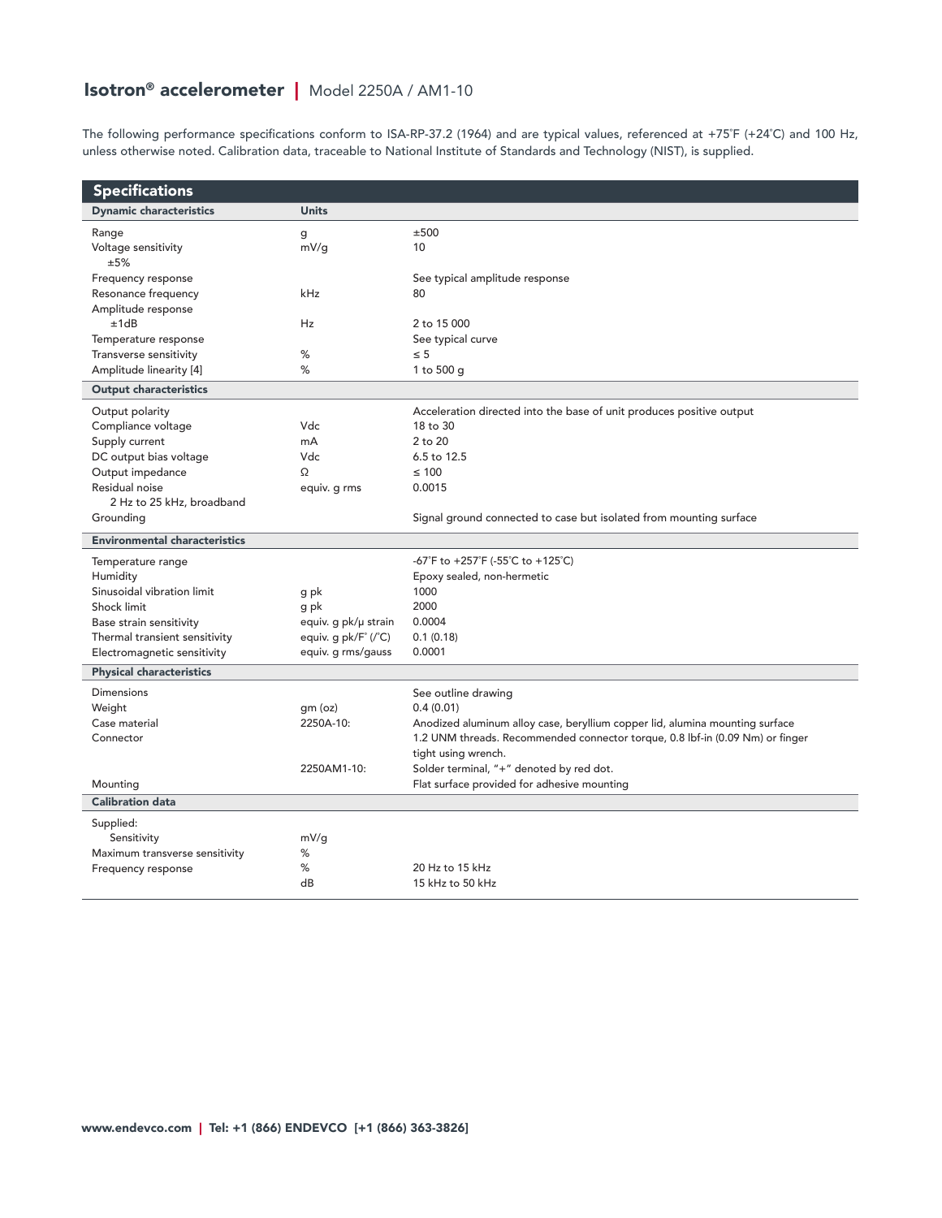# Isotron® accelerometer | Model 2250A / AM1-10

The following performance specifications conform to ISA-RP-37.2 (1964) and are typical values, referenced at +75˚F (+24˚C) and 100 Hz, unless otherwise noted. Calibration data, traceable to National Institute of Standards and Technology (NIST), is supplied.

## Specifications

| Dynamic characteristics | Units | |
|---|---|---|
| Range | g | ±500 |
| Voltage sensitivity ±5% | mV/g | 10 |
| Frequency response | | See typical amplitude response |
| Resonance frequency | kHz | 80 |
| Amplitude response ±1dB | Hz | 2 to 15 000 |
| Temperature response | | See typical curve |
| Transverse sensitivity | % | ≤ 5 |
| Amplitude linearity [4] | % | 1 to 500 g |
| **Output characteristics** | | |
| Output polarity | | Acceleration directed into the base of unit produces positive output |
| Compliance voltage | Vdc | 18 to 30 |
| Supply current | mA | 2 to 20 |
| DC output bias voltage | Vdc | 6.5 to 12.5 |
| Output impedance | Ω | ≤ 100 |
| Residual noise 2 Hz to 25 kHz, broadband | equiv. g rms | 0.0015 |
| Grounding | | Signal ground connected to case but isolated from mounting surface |
| **Environmental characteristics** | | |
| Temperature range | | -67˚F to +257˚F (-55˚C to +125˚C) |
| Humidity | | Epoxy sealed, non-hermetic |
| Sinusoidal vibration limit | g pk | 1000 |
| Shock limit | g pk | 2000 |
| Base strain sensitivity | equiv. g pk/μ strain | 0.0004 |
| Thermal transient sensitivity | equiv. g pk/F˚ (/˚C) | 0.1 (0.18) |
| Electromagnetic sensitivity | equiv. g rms/gauss | 0.0001 |
| **Physical characteristics** | | |
| Dimensions | | See outline drawing |
| Weight | gm (oz) | 0.4 (0.01) |
| Case material | 2250A-10: | Anodized aluminum alloy case, beryllium copper lid, alumina mounting surface |
| Connector | | 1.2 UNM threads. Recommended connector torque, 0.8 lbf-in (0.09 Nm) or finger tight using wrench. |
| | 2250AM1-10: | Solder terminal, "+" denoted by red dot. |
| Mounting | | Flat surface provided for adhesive mounting |
| **Calibration data** | | |
| Supplied: | | |
| Sensitivity | mV/g | |
| Maximum transverse sensitivity | % | |
| Frequency response | % | 20 Hz to 15 kHz |
| | dB | 15 kHz to 50 kHz |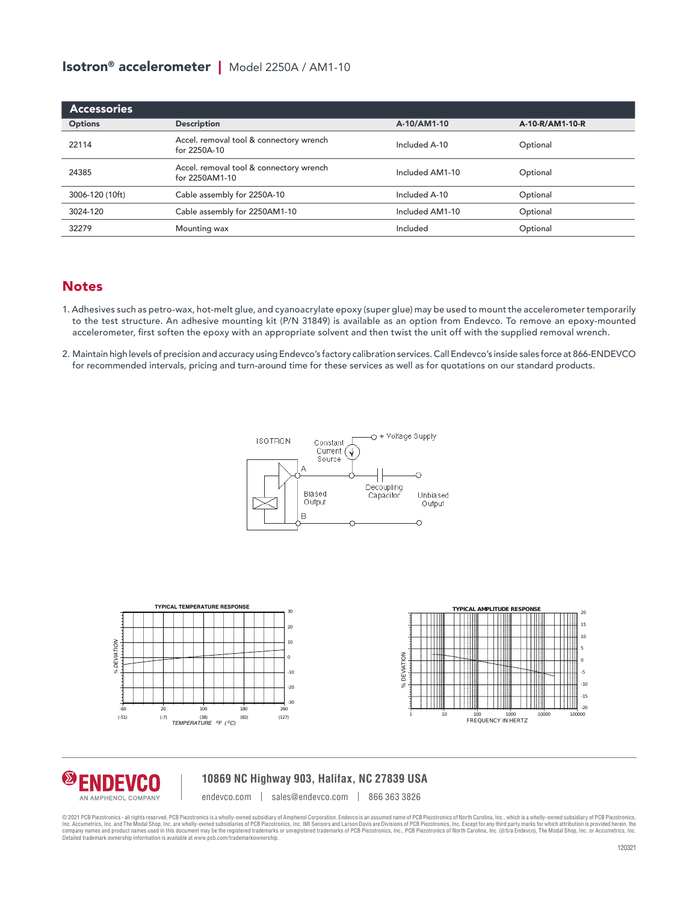## Accessories

| Options | Description | A-10/AM1-10 | A-10-R/AM1-10-R |
|---|---|---|---|
| 22114 | Accel. removal tool & connectory wrench for 2250A-10 | Included A-10 | Optional |
| 24385 | Accel. removal tool & connectory wrench for 2250AM1-10 | Included AM1-10 | Optional |
| 3006-120 (10ft) | Cable assembly for 2250A-10 | Included A-10 | Optional |
| 3024-120 | Cable assembly for 2250AM1-10 | Included AM1-10 | Optional |
| 32279 | Mounting wax | Included | Optional |

## Notes

1. Adhesives such as petro-wax, hot-melt glue, and cyanoacrylate epoxy (super glue) may be used to mount the accelerometer temporarily to the test structure. An adhesive mounting kit (P/N 31849) is available as an option from Endevco. To remove an epoxy-mounted accelerometer, first soften the epoxy with an appropriate solvent and then twist the unit off with the supplied removal wrench.

2. Maintain high levels of precision and accuracy using Endevco's factory calibration services. Call Endevco's inside sales force at 866-ENDEVCO for recommended intervals, pricing and turn-around time for these services as well as for quotations on our standard products.

ISOTRON
Constant Current Source
+ Voltage Supply
A
B
Biased Output
Decoupling Capacitor
Unbiased Output

TYPICAL TEMPERATURE RESPONSE
% DEVIATION
30
20
10
0
-10
-20
-30
-60 (-51)
20 (-7)
100 (38)
180 (82)
260 (127)
TEMPERATURE °F (°C)

TYPICAL AMPLITUDE RESPONSE
% DEVIATION
20
15
10
5
0
-5
-10
-15
-20
1
10
100
1000
10000
100000
FREQUENCY IN HERTZ

ENDEVCO
AN AMPHENOL COMPANY

10869 NC Highway 903, Halifax, NC 27839 USA

endevco.com | sales@endevco.com | 866 363 3826

© 2021 PCB Piezotronics - all rights reserved. PCB Piezotronics is a wholly-owned subsidiary of Amphenol Corporation. Endevco is an assumed name of PCB Piezotronics of North Carolina, Inc., which is a wholly-owned subsidiary of PCB Piezotronics, Inc. Accumetrics, Inc. and The Modal Shop, Inc. are wholly-owned subsidiaries of PCB Piezotronics, Inc. IMI Sensors and Larson Davis are Divisions of PCB Piezotronics, Inc. Except for any third party marks for which attribution is provided herein, the company names and product names used in this document may be the registered trademarks or unregistered trademarks of PCB Piezotronics, Inc., PCB Piezotronics of North Carolina, Inc. (d/b/a Endevco), The Modal Shop, Inc. or Accumetrics, Inc. Detailed trademark ownership information is available at www.pcb.com/trademarkownership.

120321